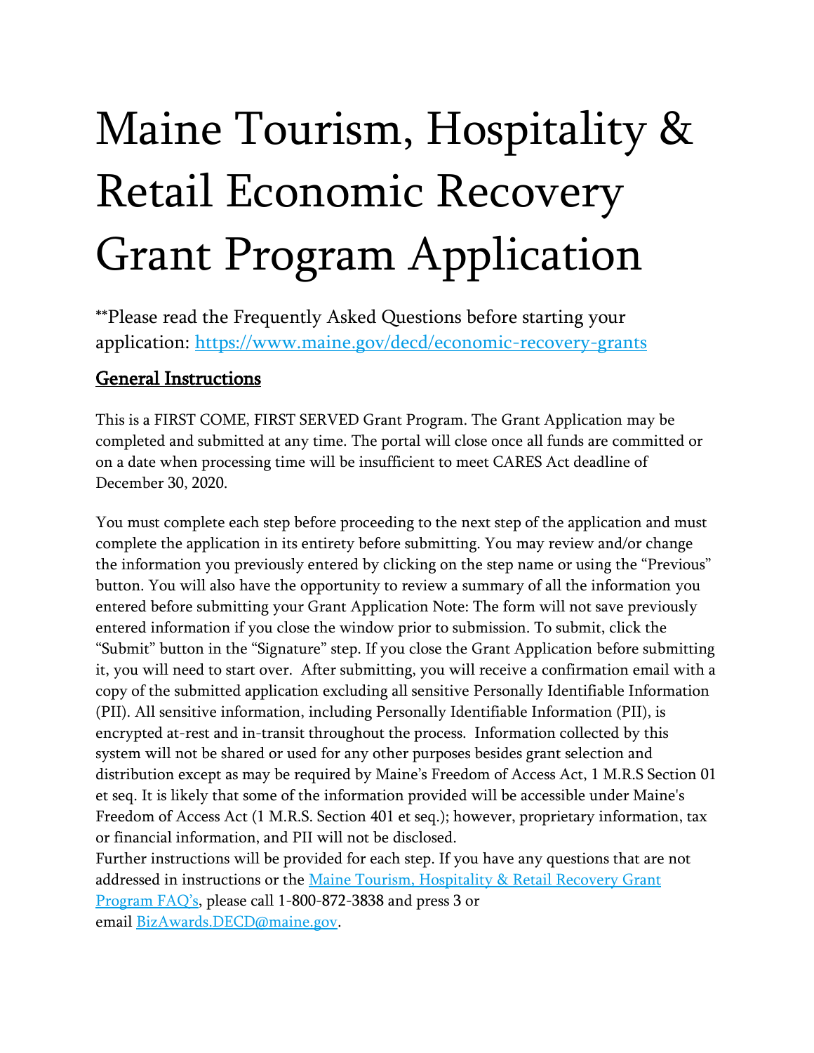# Maine Tourism, Hospitality & Retail Economic Recovery Grant Program Application

**Please read the Frequently Asked Questions before starting your application: https://www.maine.gov/decd/economic-recovery-grants

## General Instructions

This is a FIRST COME, FIRST SERVED Grant Program. The Grant Application may be completed and submitted at any time. The portal will close once all funds are committed or on a date when processing time will be insufficient to meet CARES Act deadline of December 30, 2020.

You must complete each step before proceeding to the next step of the application and must complete the application in its entirety before submitting. You may review and/or change the information you previously entered by clicking on the step name or using the "Previous" button. You will also have the opportunity to review a summary of all the information you entered before submitting your Grant Application Note: The form will not save previously entered information if you close the window prior to submission. To submit, click the "Submit" button in the "Signature" step. If you close the Grant Application before submitting it, you will need to start over. After submitting, you will receive a confirmation email with a copy of the submitted application excluding all sensitive Personally Identifiable Information (PII). All sensitive information, including Personally Identifiable Information (PII), is encrypted at-rest and in-transit throughout the process. Information collected by this system will not be shared or used for any other purposes besides grant selection and distribution except as may be required by Maine's Freedom of Access Act, 1 M.R.S Section 01 et seq. It is likely that some of the information provided will be accessible under Maine's Freedom of Access Act (1 M.R.S. Section 401 et seq.); however, proprietary information, tax or financial information, and PII will not be disclosed.
Further instructions will be provided for each step. If you have any questions that are not addressed in instructions or the [Maine Tourism, Hospitality & Retail Recovery Grant Program FAQ's](), please call 1-800-872-3838 and press 3 or email BizAwards.DECD@maine.gov.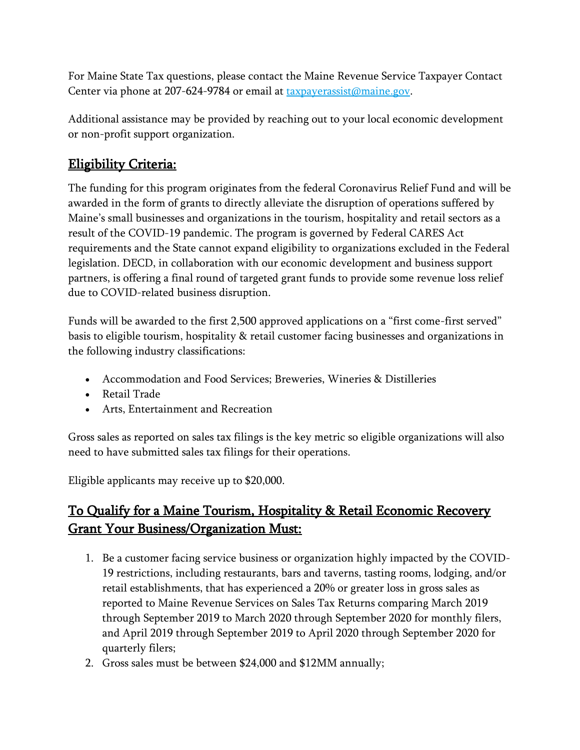For Maine State Tax questions, please contact the Maine Revenue Service Taxpayer Contact Center via phone at 207-624-9784 or email at [taxpayerassist@maine.gov](mailto:taxpayerassist@maine.gov).

Additional assistance may be provided by reaching out to your local economic development or non-profit support organization.

## Eligibility Criteria:

The funding for this program originates from the federal Coronavirus Relief Fund and will be awarded in the form of grants to directly alleviate the disruption of operations suffered by Maine's small businesses and organizations in the tourism, hospitality and retail sectors as a result of the COVID-19 pandemic. The program is governed by Federal CARES Act requirements and the State cannot expand eligibility to organizations excluded in the Federal legislation. DECD, in collaboration with our economic development and business support partners, is offering a final round of targeted grant funds to provide some revenue loss relief due to COVID-related business disruption.

Funds will be awarded to the first 2,500 approved applications on a "first come-first served" basis to eligible tourism, hospitality & retail customer facing businesses and organizations in the following industry classifications:

- Accommodation and Food Services; Breweries, Wineries & Distilleries
- Retail Trade
- Arts, Entertainment and Recreation

Gross sales as reported on sales tax filings is the key metric so eligible organizations will also need to have submitted sales tax filings for their operations.

Eligible applicants may receive up to $20,000.

## To Qualify for a Maine Tourism, Hospitality & Retail Economic Recovery Grant Your Business/Organization Must:

1. Be a customer facing service business or organization highly impacted by the COVID-19 restrictions, including restaurants, bars and taverns, tasting rooms, lodging, and/or retail establishments, that has experienced a 20% or greater loss in gross sales as reported to Maine Revenue Services on Sales Tax Returns comparing March 2019 through September 2019 to March 2020 through September 2020 for monthly filers, and April 2019 through September 2019 to April 2020 through September 2020 for quarterly filers;
2. Gross sales must be between $24,000 and $12MM annually;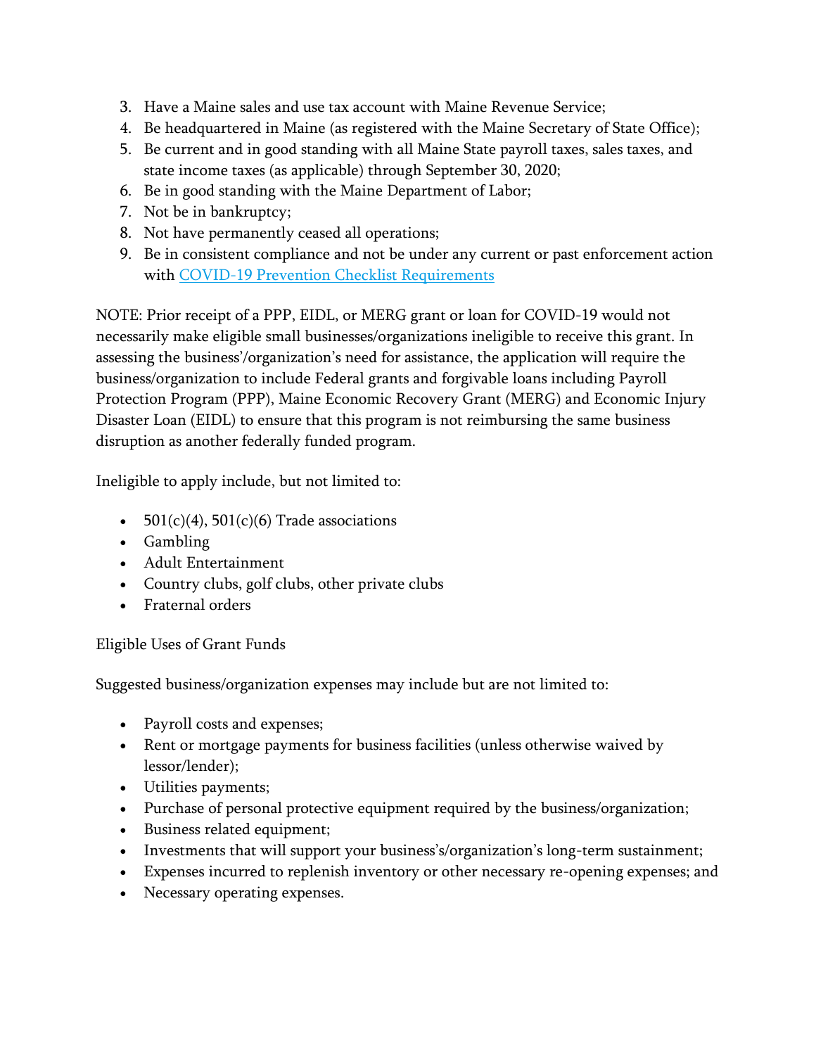3. Have a Maine sales and use tax account with Maine Revenue Service;
4. Be headquartered in Maine (as registered with the Maine Secretary of State Office);
5. Be current and in good standing with all Maine State payroll taxes, sales taxes, and state income taxes (as applicable) through September 30, 2020;
6. Be in good standing with the Maine Department of Labor;
7. Not be in bankruptcy;
8. Not have permanently ceased all operations;
9. Be in consistent compliance and not be under any current or past enforcement action with COVID-19 Prevention Checklist Requirements

NOTE: Prior receipt of a PPP, EIDL, or MERG grant or loan for COVID-19 would not necessarily make eligible small businesses/organizations ineligible to receive this grant. In assessing the business'/organization's need for assistance, the application will require the business/organization to include Federal grants and forgivable loans including Payroll Protection Program (PPP), Maine Economic Recovery Grant (MERG) and Economic Injury Disaster Loan (EIDL) to ensure that this program is not reimbursing the same business disruption as another federally funded program.

Ineligible to apply include, but not limited to:

- 501(c)(4), 501(c)(6) Trade associations
- Gambling
- Adult Entertainment
- Country clubs, golf clubs, other private clubs
- Fraternal orders

Eligible Uses of Grant Funds

Suggested business/organization expenses may include but are not limited to:

- Payroll costs and expenses;
- Rent or mortgage payments for business facilities (unless otherwise waived by lessor/lender);
- Utilities payments;
- Purchase of personal protective equipment required by the business/organization;
- Business related equipment;
- Investments that will support your business's/organization's long-term sustainment;
- Expenses incurred to replenish inventory or other necessary re-opening expenses; and
- Necessary operating expenses.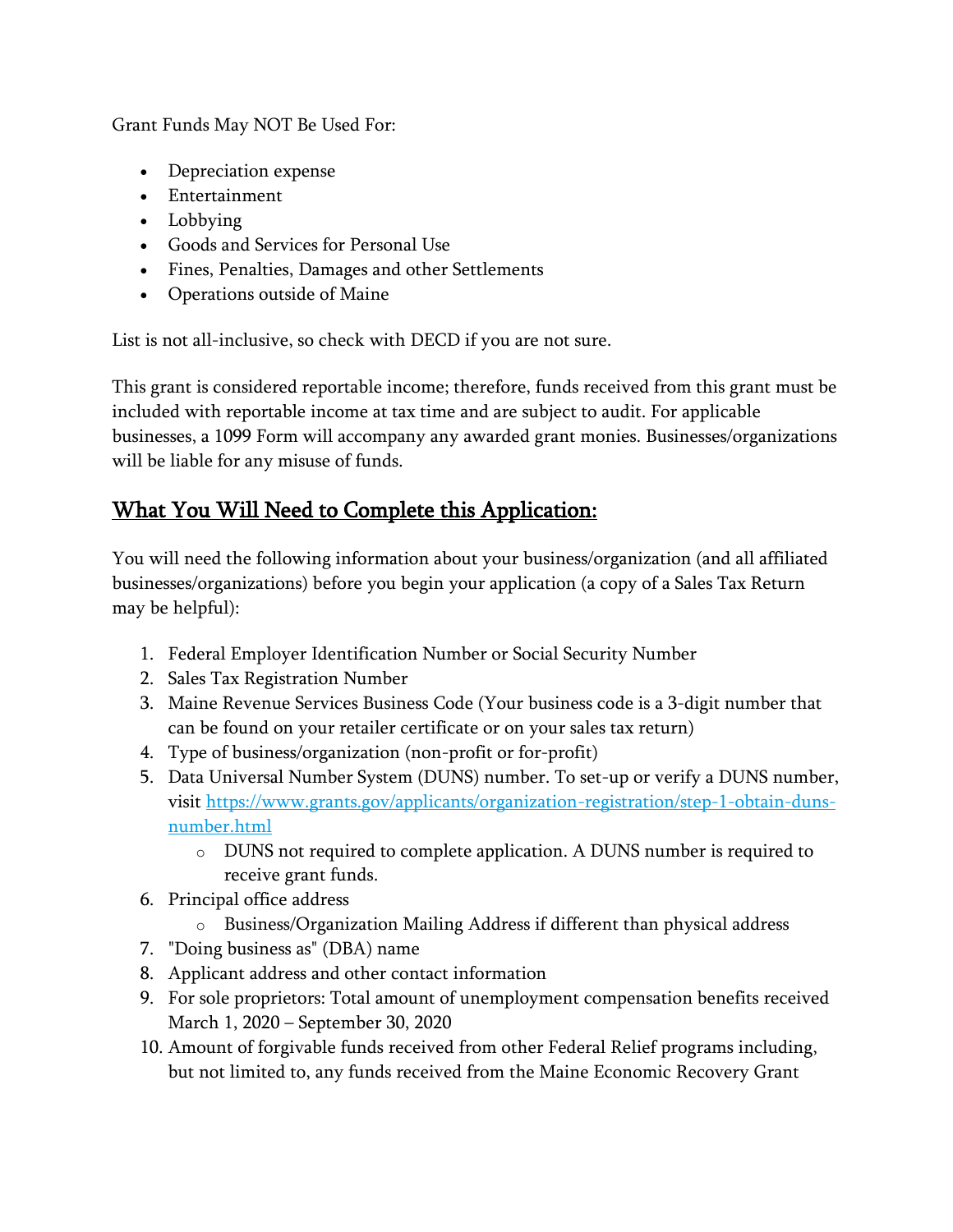Grant Funds May NOT Be Used For:

- Depreciation expense
- Entertainment
- Lobbying
- Goods and Services for Personal Use
- Fines, Penalties, Damages and other Settlements
- Operations outside of Maine

List is not all-inclusive, so check with DECD if you are not sure.

This grant is considered reportable income; therefore, funds received from this grant must be included with reportable income at tax time and are subject to audit. For applicable businesses, a 1099 Form will accompany any awarded grant monies. Businesses/organizations will be liable for any misuse of funds.

## What You Will Need to Complete this Application:

You will need the following information about your business/organization (and all affiliated businesses/organizations) before you begin your application (a copy of a Sales Tax Return may be helpful):

1. Federal Employer Identification Number or Social Security Number
2. Sales Tax Registration Number
3. Maine Revenue Services Business Code (Your business code is a 3-digit number that can be found on your retailer certificate or on your sales tax return)
4. Type of business/organization (non-profit or for-profit)
5. Data Universal Number System (DUNS) number. To set-up or verify a DUNS number, visit https://www.grants.gov/applicants/organization-registration/step-1-obtain-duns-number.html
    - DUNS not required to complete application. A DUNS number is required to receive grant funds.
6. Principal office address
    - Business/Organization Mailing Address if different than physical address
7. "Doing business as" (DBA) name
8. Applicant address and other contact information
9. For sole proprietors: Total amount of unemployment compensation benefits received March 1, 2020 – September 30, 2020
10. Amount of forgivable funds received from other Federal Relief programs including, but not limited to, any funds received from the Maine Economic Recovery Grant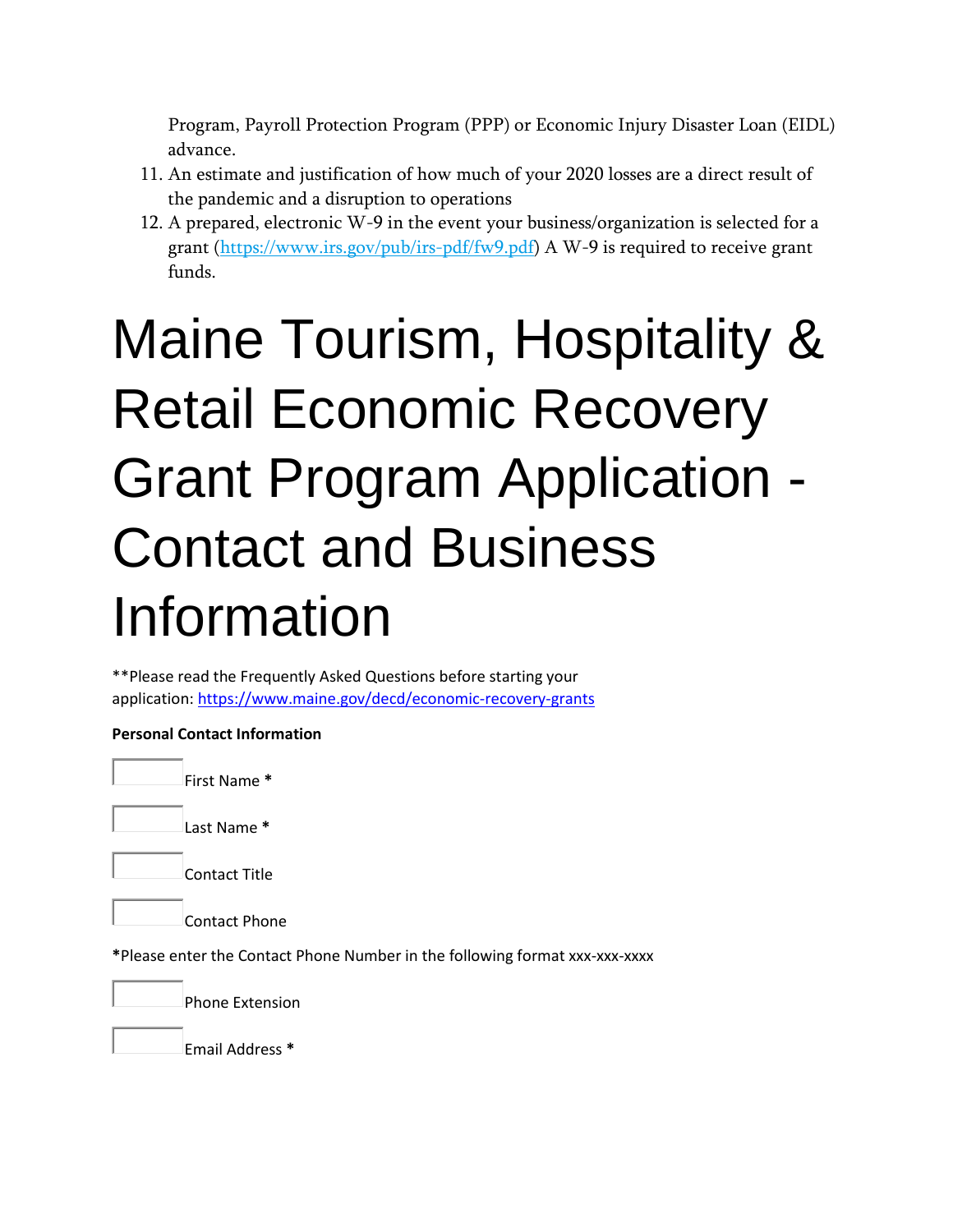Program, Payroll Protection Program (PPP) or Economic Injury Disaster Loan (EIDL) advance.

11. An estimate and justification of how much of your 2020 losses are a direct result of the pandemic and a disruption to operations
12. A prepared, electronic W-9 in the event your business/organization is selected for a grant (https://www.irs.gov/pub/irs-pdf/fw9.pdf) A W-9 is required to receive grant funds.

# Maine Tourism, Hospitality & Retail Economic Recovery Grant Program Application - Contact and Business Information

**Please read the Frequently Asked Questions before starting your application: https://www.maine.gov/decd/economic-recovery-grants

**Personal Contact Information**

First Name *

Last Name *

Contact Title

Contact Phone

*Please enter the Contact Phone Number in the following format xxx-xxx-xxxx

Phone Extension

Email Address *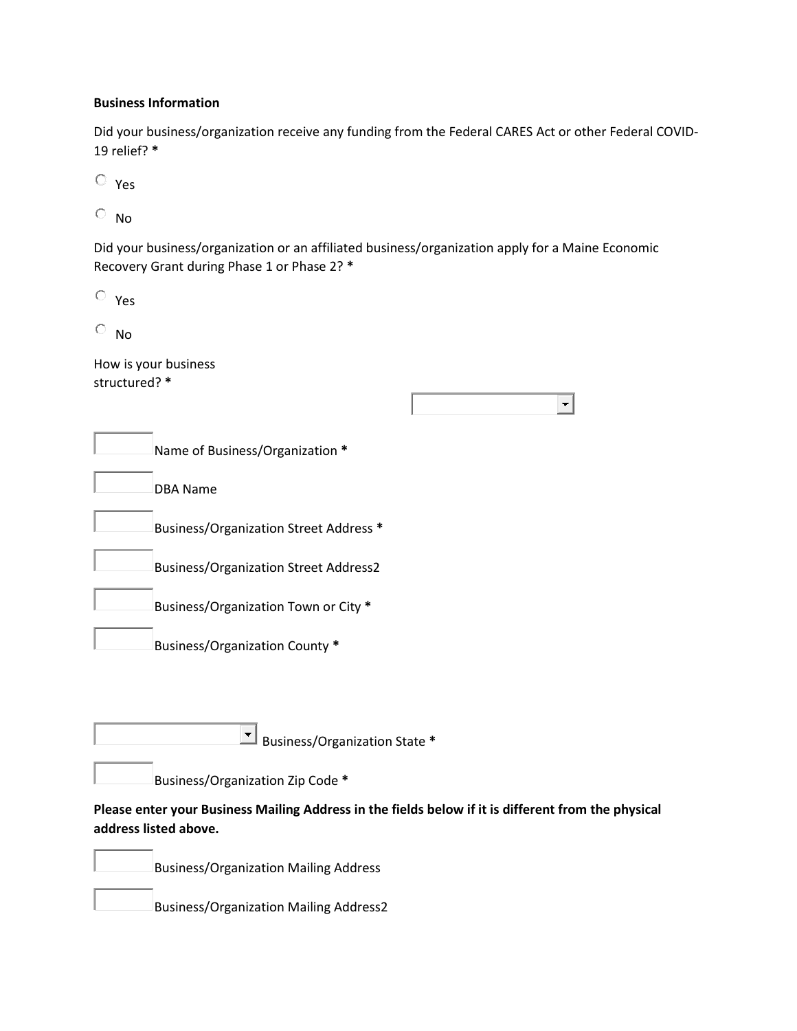**Business Information**

Did your business/organization receive any funding from the Federal CARES Act or other Federal COVID-19 relief? *

- Yes
- No

Did your business/organization or an affiliated business/organization apply for a Maine Economic Recovery Grant during Phase 1 or Phase 2? *

- Yes
- No

How is your business structured? *

Name of Business/Organization *

DBA Name

Business/Organization Street Address *

Business/Organization Street Address2

Business/Organization Town or City *

Business/Organization County *

Business/Organization State *

Business/Organization Zip Code *

**Please enter your Business Mailing Address in the fields below if it is different from the physical address listed above.**

Business/Organization Mailing Address

Business/Organization Mailing Address2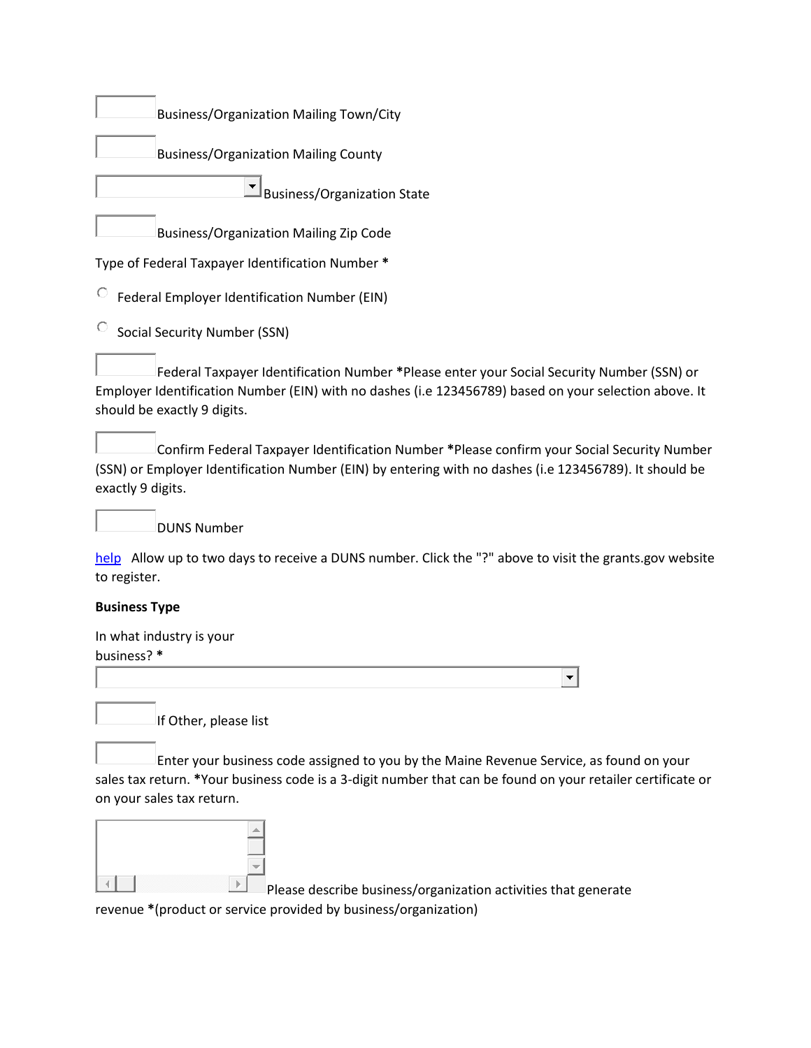Business/Organization Mailing Town/City

Business/Organization Mailing County

Business/Organization State

Business/Organization Mailing Zip Code

Type of Federal Taxpayer Identification Number *

Federal Employer Identification Number (EIN)

Social Security Number (SSN)

Federal Taxpayer Identification Number *Please enter your Social Security Number (SSN) or Employer Identification Number (EIN) with no dashes (i.e 123456789) based on your selection above. It should be exactly 9 digits.

Confirm Federal Taxpayer Identification Number *Please confirm your Social Security Number (SSN) or Employer Identification Number (EIN) by entering with no dashes (i.e 123456789). It should be exactly 9 digits.

DUNS Number

help Allow up to two days to receive a DUNS number. Click the "?" above to visit the grants.gov website to register.

**Business Type**

In what industry is your business? *

If Other, please list

Enter your business code assigned to you by the Maine Revenue Service, as found on your sales tax return. *Your business code is a 3-digit number that can be found on your retailer certificate or on your sales tax return.

Please describe business/organization activities that generate revenue *(product or service provided by business/organization)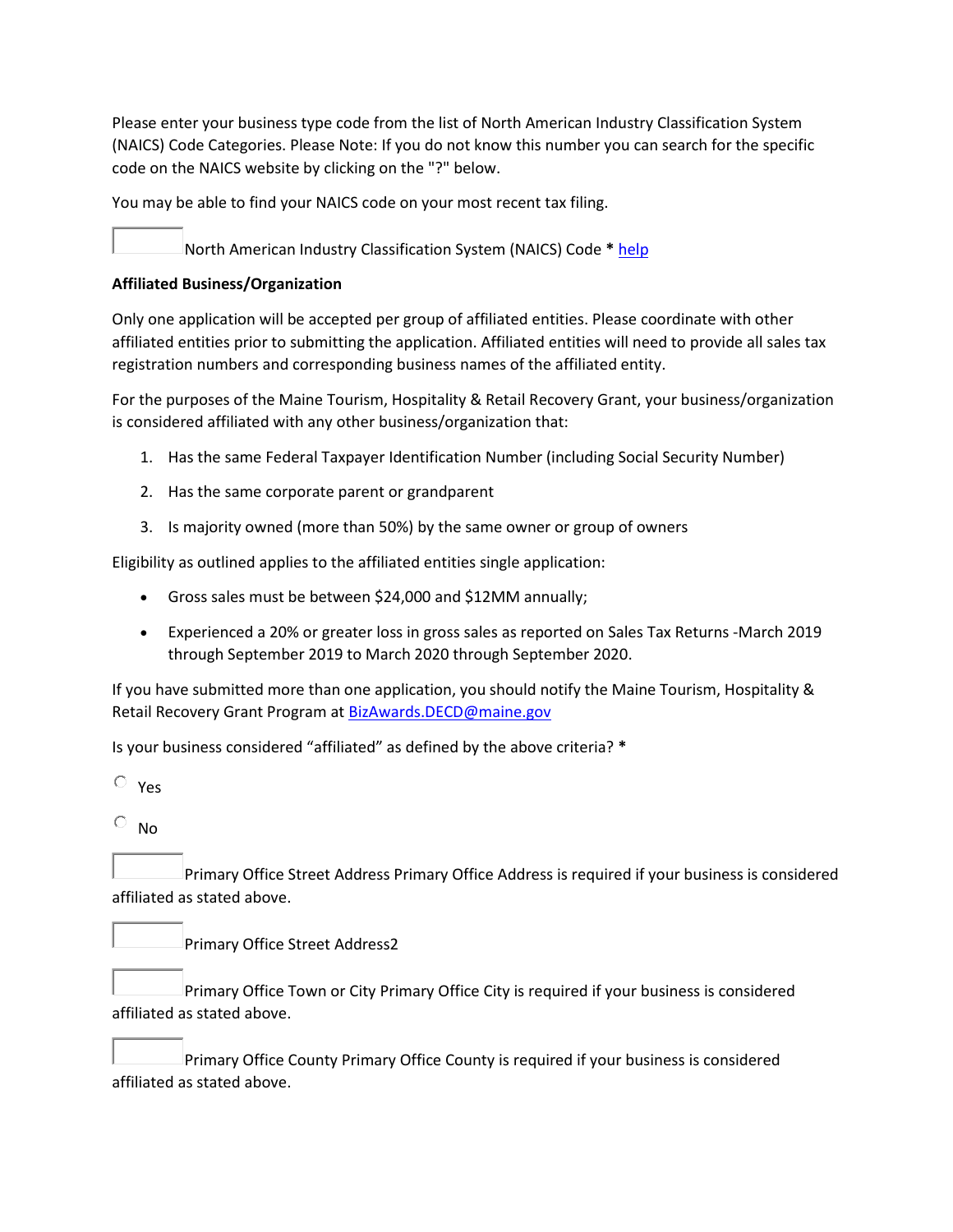Please enter your business type code from the list of North American Industry Classification System (NAICS) Code Categories. Please Note: If you do not know this number you can search for the specific code on the NAICS website by clicking on the "?" below.

You may be able to find your NAICS code on your most recent tax filing.

North American Industry Classification System (NAICS) Code * help

**Affiliated Business/Organization**

Only one application will be accepted per group of affiliated entities. Please coordinate with other affiliated entities prior to submitting the application. Affiliated entities will need to provide all sales tax registration numbers and corresponding business names of the affiliated entity.

For the purposes of the Maine Tourism, Hospitality & Retail Recovery Grant, your business/organization is considered affiliated with any other business/organization that:

1. Has the same Federal Taxpayer Identification Number (including Social Security Number)
2. Has the same corporate parent or grandparent
3. Is majority owned (more than 50%) by the same owner or group of owners

Eligibility as outlined applies to the affiliated entities single application:

- Gross sales must be between $24,000 and $12MM annually;
- Experienced a 20% or greater loss in gross sales as reported on Sales Tax Returns -March 2019 through September 2019 to March 2020 through September 2020.

If you have submitted more than one application, you should notify the Maine Tourism, Hospitality & Retail Recovery Grant Program at BizAwards.DECD@maine.gov

Is your business considered “affiliated” as defined by the above criteria? *

- Yes
- No

Primary Office Street Address Primary Office Address is required if your business is considered affiliated as stated above.

Primary Office Street Address2

Primary Office Town or City Primary Office City is required if your business is considered affiliated as stated above.

Primary Office County Primary Office County is required if your business is considered affiliated as stated above.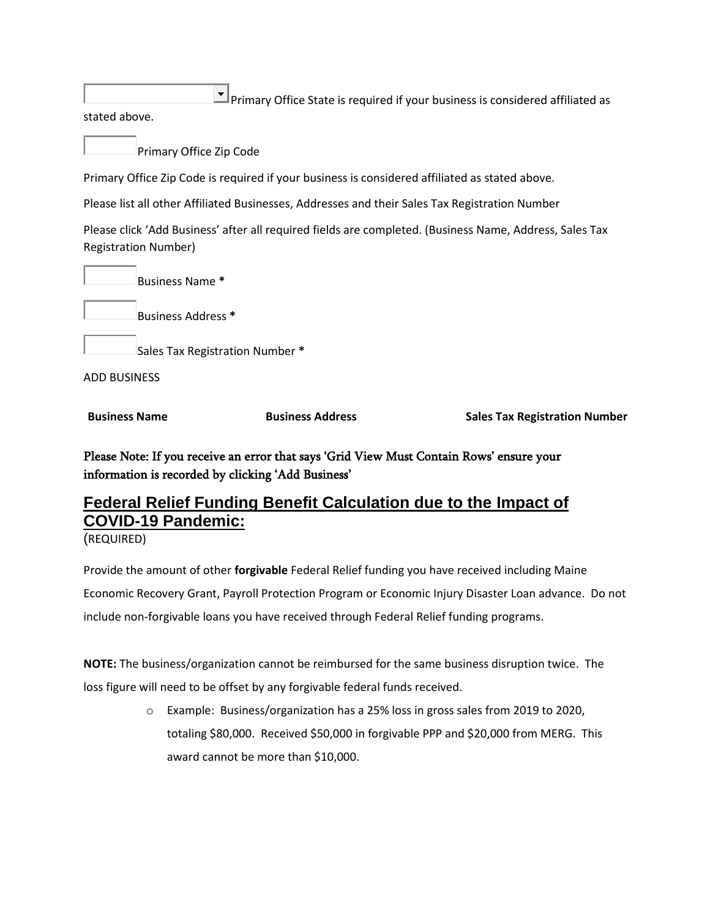Primary Office State is required if your business is considered affiliated as stated above.

Primary Office Zip Code

Primary Office Zip Code is required if your business is considered affiliated as stated above.

Please list all other Affiliated Businesses, Addresses and their Sales Tax Registration Number

Please click 'Add Business' after all required fields are completed. (Business Name, Address, Sales Tax Registration Number)

Business Name *

Business Address *

Sales Tax Registration Number *

ADD BUSINESS

| Business Name | Business Address | Sales Tax Registration Number |
|---|---|---|

Please Note: If you receive an error that says 'Grid View Must Contain Rows' ensure your information is recorded by clicking 'Add Business'

## Federal Relief Funding Benefit Calculation due to the Impact of COVID-19 Pandemic:

(REQUIRED)

Provide the amount of other **forgivable** Federal Relief funding you have received including Maine Economic Recovery Grant, Payroll Protection Program or Economic Injury Disaster Loan advance. Do not include non-forgivable loans you have received through Federal Relief funding programs.

**NOTE:** The business/organization cannot be reimbursed for the same business disruption twice. The loss figure will need to be offset by any forgivable federal funds received.

- Example: Business/organization has a 25% loss in gross sales from 2019 to 2020, totaling $80,000. Received $50,000 in forgivable PPP and $20,000 from MERG. This award cannot be more than $10,000.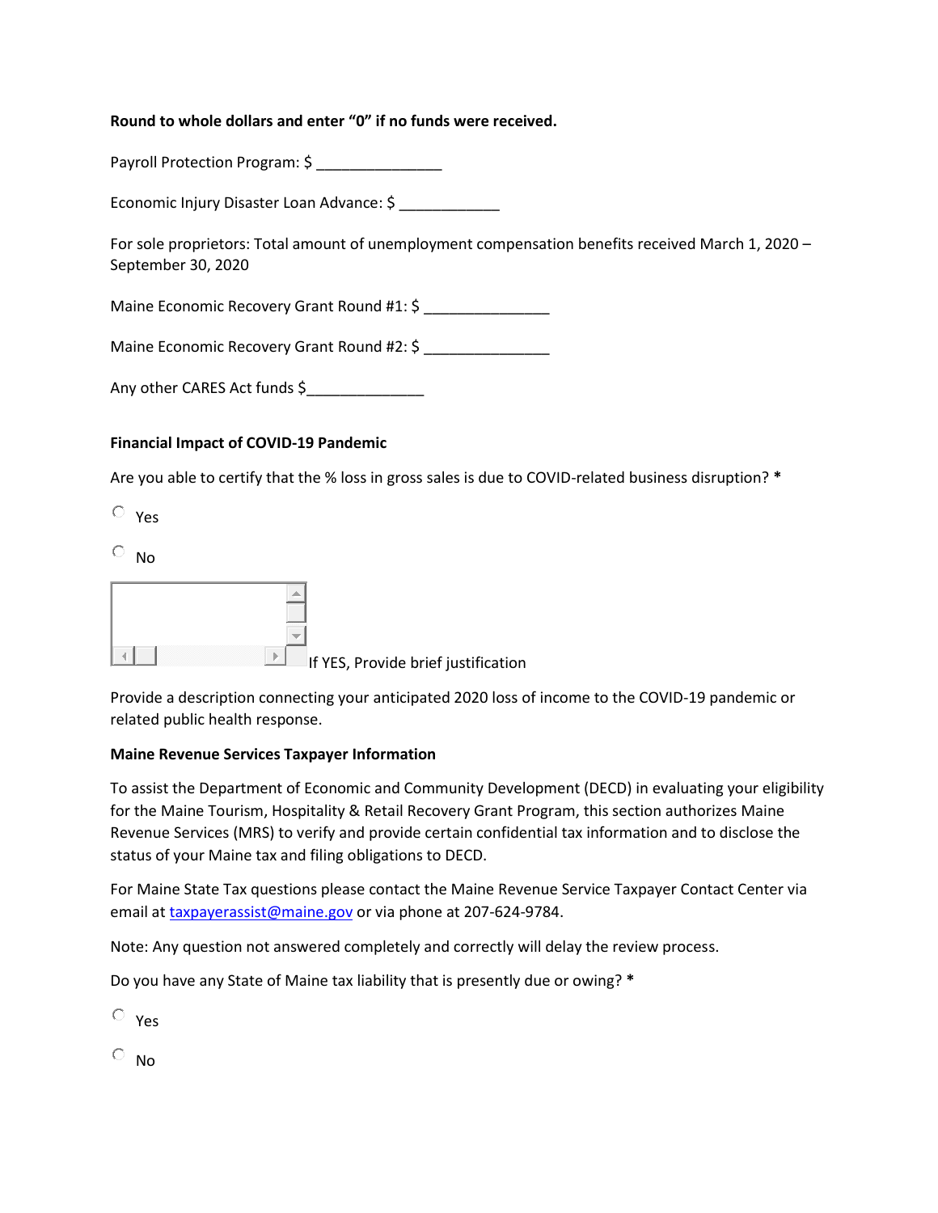**Round to whole dollars and enter "0" if no funds were received.**

Payroll Protection Program: $ _______________

Economic Injury Disaster Loan Advance: $ ____________

For sole proprietors: Total amount of unemployment compensation benefits received March 1, 2020 – September 30, 2020

Maine Economic Recovery Grant Round #1: $ _______________

Maine Economic Recovery Grant Round #2: $ _______________

Any other CARES Act funds $______________

**Financial Impact of COVID-19 Pandemic**

Are you able to certify that the % loss in gross sales is due to COVID-related business disruption? *

- ○ Yes
- ○ No

If YES, Provide brief justification

Provide a description connecting your anticipated 2020 loss of income to the COVID-19 pandemic or related public health response.

**Maine Revenue Services Taxpayer Information**

To assist the Department of Economic and Community Development (DECD) in evaluating your eligibility for the Maine Tourism, Hospitality & Retail Recovery Grant Program, this section authorizes Maine Revenue Services (MRS) to verify and provide certain confidential tax information and to disclose the status of your Maine tax and filing obligations to DECD.

For Maine State Tax questions please contact the Maine Revenue Service Taxpayer Contact Center via email at taxpayerassist@maine.gov or via phone at 207-624-9784.

Note: Any question not answered completely and correctly will delay the review process.

Do you have any State of Maine tax liability that is presently due or owing? *

- ○ Yes
- ○ No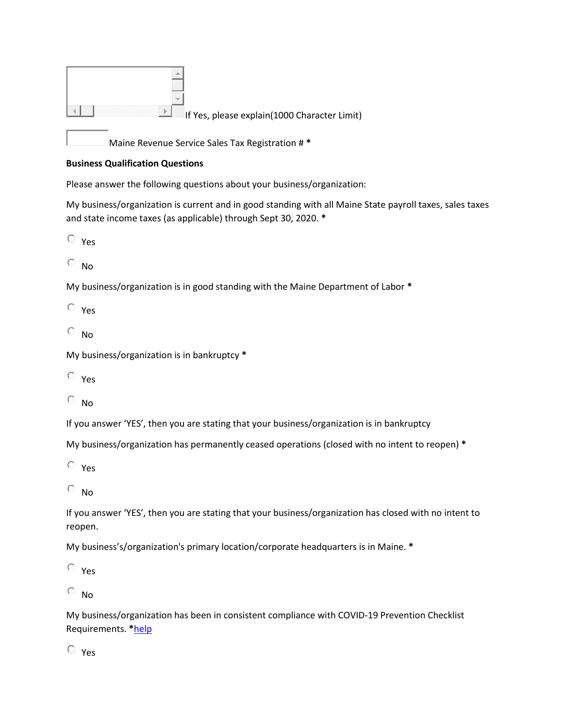If Yes, please explain(1000 Character Limit)

Maine Revenue Service Sales Tax Registration # *

**Business Qualification Questions**

Please answer the following questions about your business/organization:

My business/organization is current and in good standing with all Maine State payroll taxes, sales taxes and state income taxes (as applicable) through Sept 30, 2020. *

- Yes
- No

My business/organization is in good standing with the Maine Department of Labor *

- Yes
- No

My business/organization is in bankruptcy *

- Yes
- No

If you answer 'YES', then you are stating that your business/organization is in bankruptcy

My business/organization has permanently ceased operations (closed with no intent to reopen) *

- Yes
- No

If you answer 'YES', then you are stating that your business/organization has closed with no intent to reopen.

My business's/organization's primary location/corporate headquarters is in Maine. *

- Yes
- No

My business/organization has been in consistent compliance with COVID-19 Prevention Checklist Requirements. *help

- Yes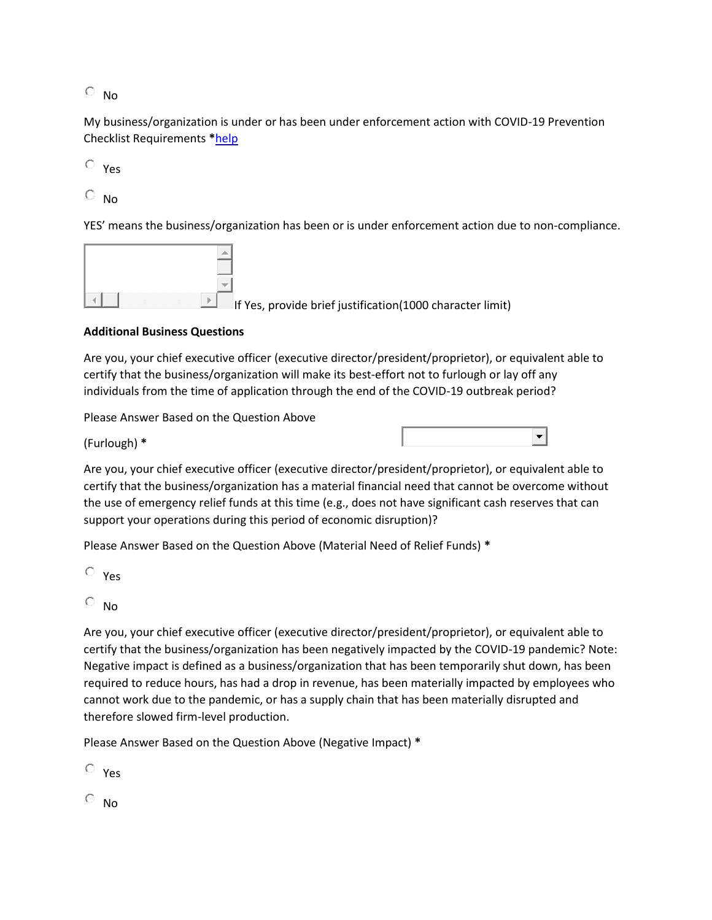○ No

My business/organization is under or has been under enforcement action with COVID-19 Prevention Checklist Requirements *help

○ Yes

○ No

YES' means the business/organization has been or is under enforcement action due to non-compliance.

If Yes, provide brief justification(1000 character limit)

**Additional Business Questions**

Are you, your chief executive officer (executive director/president/proprietor), or equivalent able to certify that the business/organization will make its best-effort not to furlough or lay off any individuals from the time of application through the end of the COVID-19 outbreak period?

Please Answer Based on the Question Above

(Furlough) *

Are you, your chief executive officer (executive director/president/proprietor), or equivalent able to certify that the business/organization has a material financial need that cannot be overcome without the use of emergency relief funds at this time (e.g., does not have significant cash reserves that can support your operations during this period of economic disruption)?

Please Answer Based on the Question Above (Material Need of Relief Funds) *

○ Yes

○ No

Are you, your chief executive officer (executive director/president/proprietor), or equivalent able to certify that the business/organization has been negatively impacted by the COVID-19 pandemic? Note: Negative impact is defined as a business/organization that has been temporarily shut down, has been required to reduce hours, has had a drop in revenue, has been materially impacted by employees who cannot work due to the pandemic, or has a supply chain that has been materially disrupted and therefore slowed firm-level production.

Please Answer Based on the Question Above (Negative Impact) *

○ Yes

○ No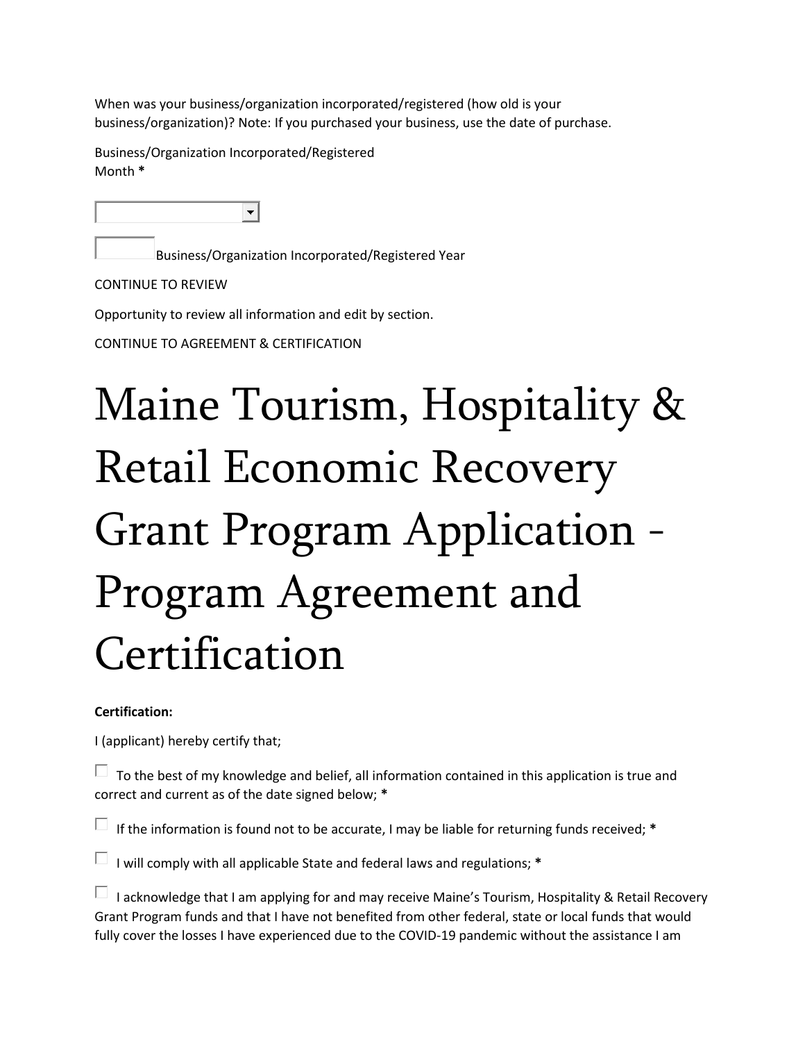When was your business/organization incorporated/registered (how old is your business/organization)? Note: If you purchased your business, use the date of purchase.

Business/Organization Incorporated/Registered
Month *

Business/Organization Incorporated/Registered Year

CONTINUE TO REVIEW

Opportunity to review all information and edit by section.

CONTINUE TO AGREEMENT & CERTIFICATION

# Maine Tourism, Hospitality & Retail Economic Recovery Grant Program Application - Program Agreement and Certification

**Certification:**

I (applicant) hereby certify that;

☐ To the best of my knowledge and belief, all information contained in this application is true and correct and current as of the date signed below; *

☐ If the information is found not to be accurate, I may be liable for returning funds received; *

☐ I will comply with all applicable State and federal laws and regulations; *

☐ I acknowledge that I am applying for and may receive Maine's Tourism, Hospitality & Retail Recovery Grant Program funds and that I have not benefited from other federal, state or local funds that would fully cover the losses I have experienced due to the COVID-19 pandemic without the assistance I am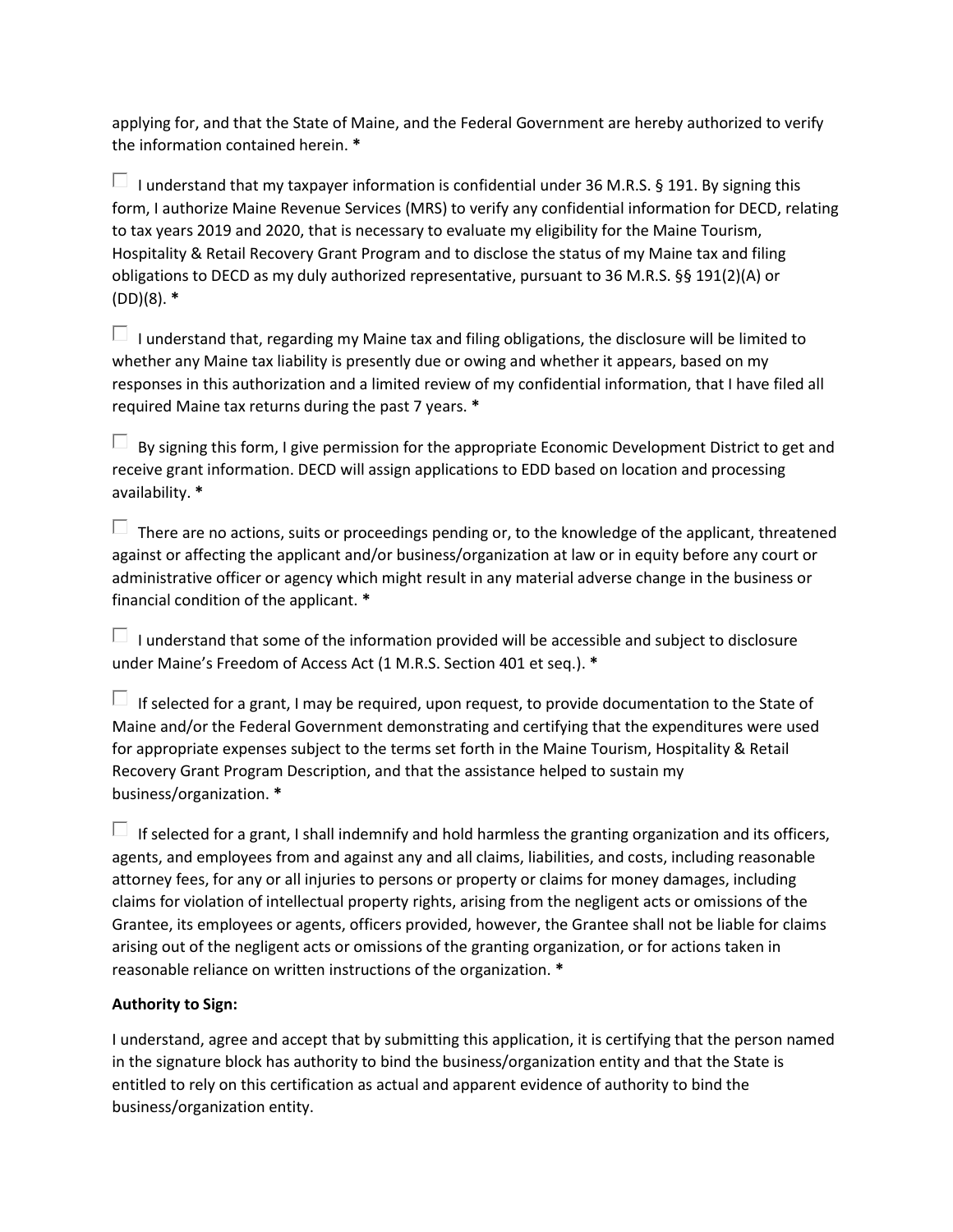applying for, and that the State of Maine, and the Federal Government are hereby authorized to verify the information contained herein. *

☐ I understand that my taxpayer information is confidential under 36 M.R.S. § 191. By signing this form, I authorize Maine Revenue Services (MRS) to verify any confidential information for DECD, relating to tax years 2019 and 2020, that is necessary to evaluate my eligibility for the Maine Tourism, Hospitality & Retail Recovery Grant Program and to disclose the status of my Maine tax and filing obligations to DECD as my duly authorized representative, pursuant to 36 M.R.S. §§ 191(2)(A) or (DD)(8). *

☐ I understand that, regarding my Maine tax and filing obligations, the disclosure will be limited to whether any Maine tax liability is presently due or owing and whether it appears, based on my responses in this authorization and a limited review of my confidential information, that I have filed all required Maine tax returns during the past 7 years. *

☐ By signing this form, I give permission for the appropriate Economic Development District to get and receive grant information. DECD will assign applications to EDD based on location and processing availability. *

☐ There are no actions, suits or proceedings pending or, to the knowledge of the applicant, threatened against or affecting the applicant and/or business/organization at law or in equity before any court or administrative officer or agency which might result in any material adverse change in the business or financial condition of the applicant. *

☐ I understand that some of the information provided will be accessible and subject to disclosure under Maine's Freedom of Access Act (1 M.R.S. Section 401 et seq.). *

☐ If selected for a grant, I may be required, upon request, to provide documentation to the State of Maine and/or the Federal Government demonstrating and certifying that the expenditures were used for appropriate expenses subject to the terms set forth in the Maine Tourism, Hospitality & Retail Recovery Grant Program Description, and that the assistance helped to sustain my business/organization. *

☐ If selected for a grant, I shall indemnify and hold harmless the granting organization and its officers, agents, and employees from and against any and all claims, liabilities, and costs, including reasonable attorney fees, for any or all injuries to persons or property or claims for money damages, including claims for violation of intellectual property rights, arising from the negligent acts or omissions of the Grantee, its employees or agents, officers provided, however, the Grantee shall not be liable for claims arising out of the negligent acts or omissions of the granting organization, or for actions taken in reasonable reliance on written instructions of the organization. *

**Authority to Sign:**

I understand, agree and accept that by submitting this application, it is certifying that the person named in the signature block has authority to bind the business/organization entity and that the State is entitled to rely on this certification as actual and apparent evidence of authority to bind the business/organization entity.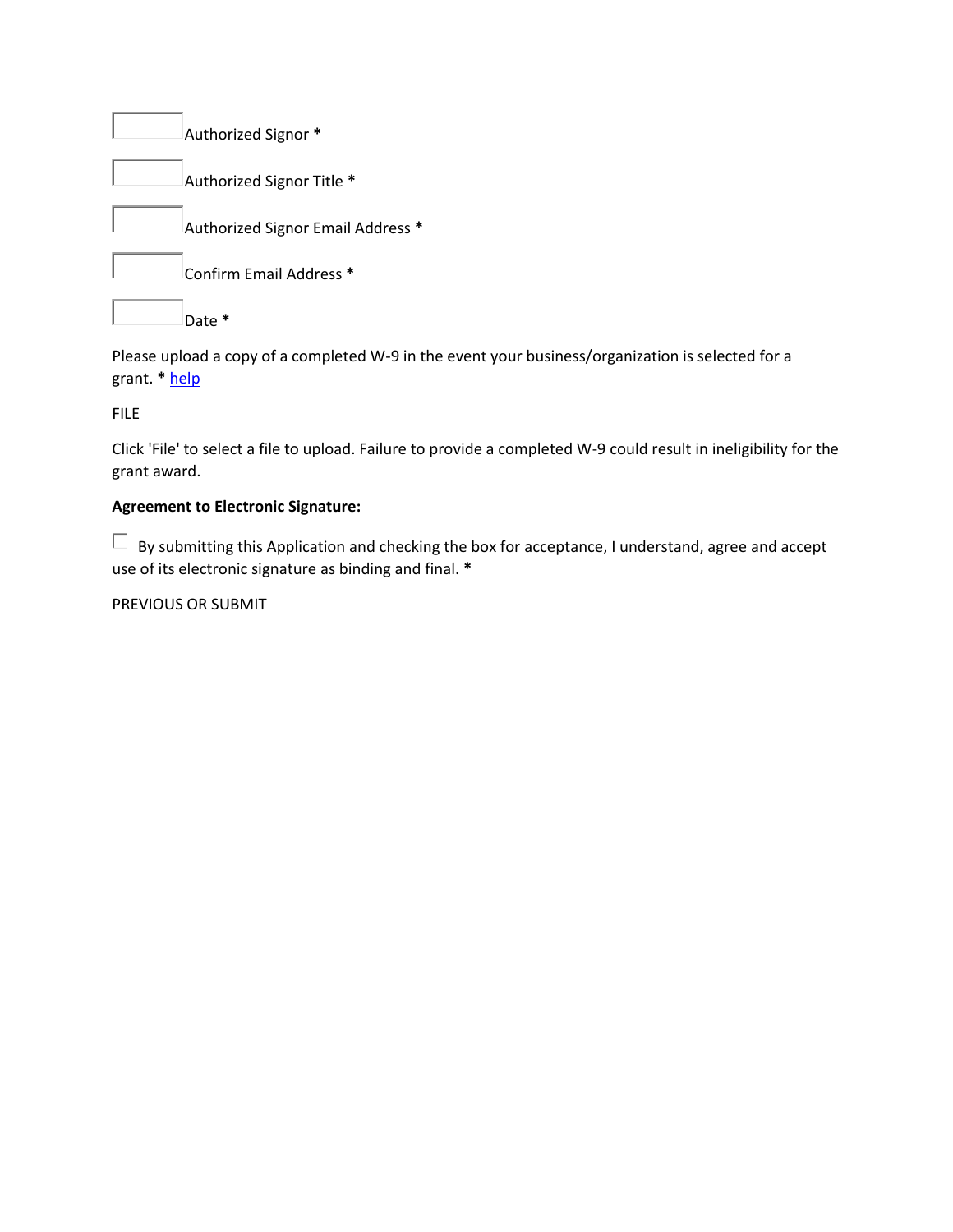Authorized Signor *

Authorized Signor Title *

Authorized Signor Email Address *

Confirm Email Address *

Date *

Please upload a copy of a completed W-9 in the event your business/organization is selected for a grant. * help

FILE

Click 'File' to select a file to upload. Failure to provide a completed W-9 could result in ineligibility for the grant award.

**Agreement to Electronic Signature:**

☐ By submitting this Application and checking the box for acceptance, I understand, agree and accept use of its electronic signature as binding and final. *

PREVIOUS OR SUBMIT